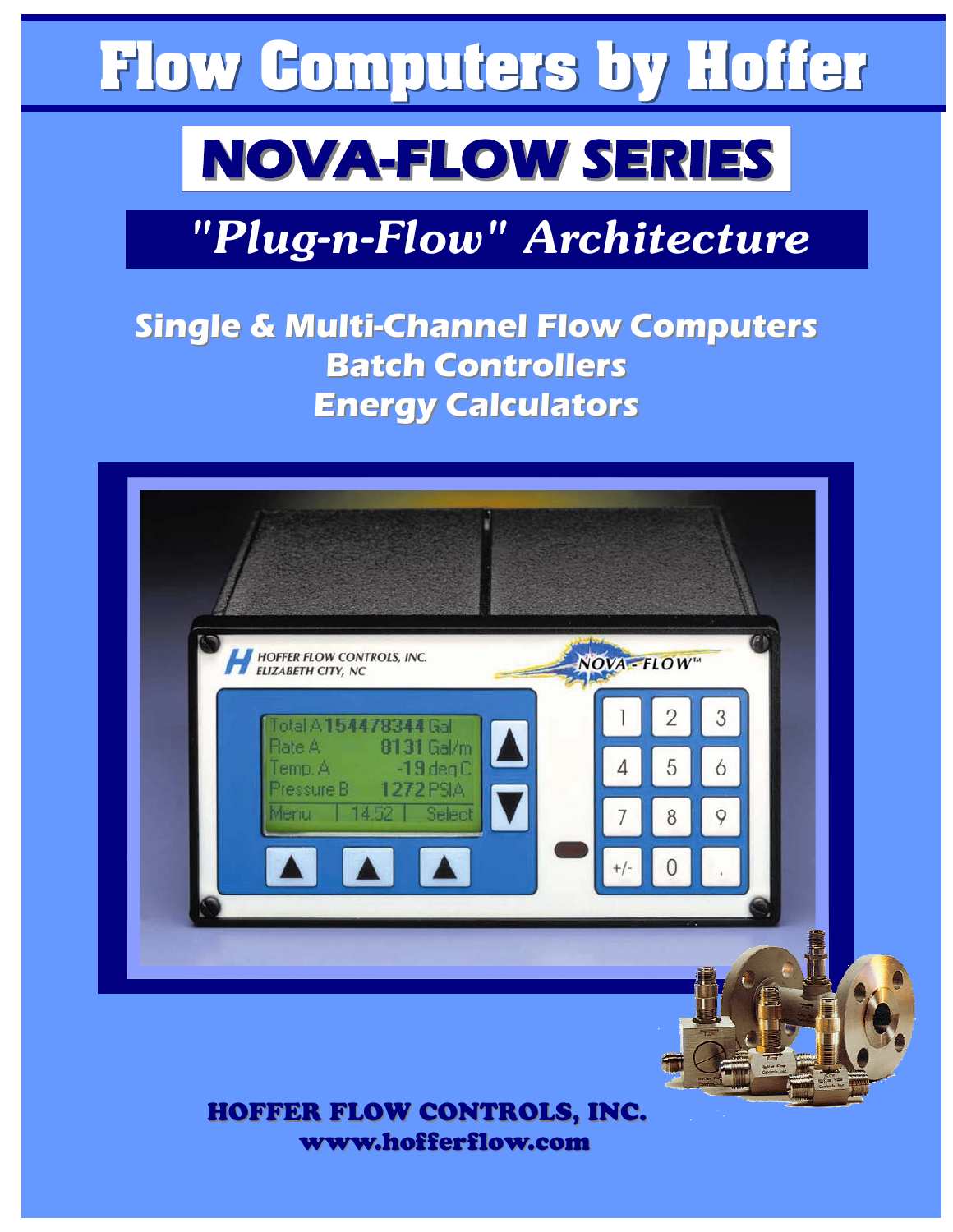# Flow Computers by Hoffer

## NOVA-FLOW SERIES

### *"Plug-n-Flow" Architecture*

**Single & Multi-Channel Flow Computers**
**Batch Controllers**
**Energy Calculators**

**HOFFER FLOW CONTROLS, INC.**
**www.hofferflow.com**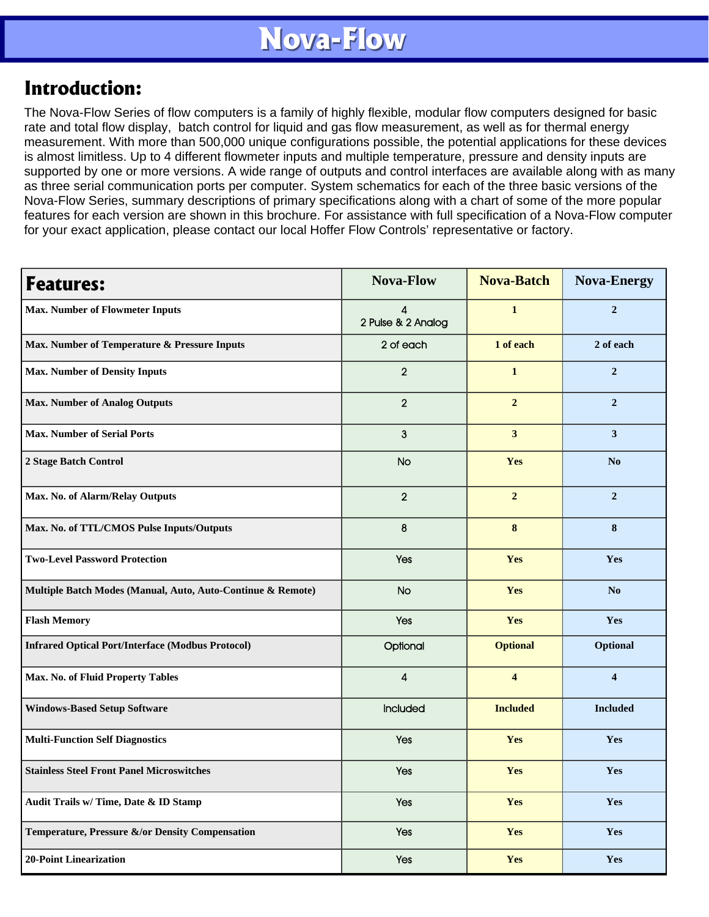# Nova-Flow

## Introduction:

The Nova-Flow Series of flow computers is a family of highly flexible, modular flow computers designed for basic rate and total flow display, batch control for liquid and gas flow measurement, as well as for thermal energy measurement. With more than 500,000 unique configurations possible, the potential applications for these devices is almost limitless. Up to 4 different flowmeter inputs and multiple temperature, pressure and density inputs are supported by one or more versions. A wide range of outputs and control interfaces are available along with as many as three serial communication ports per computer. System schematics for each of the three basic versions of the Nova-Flow Series, summary descriptions of primary specifications along with a chart of some of the more popular features for each version are shown in this brochure. For assistance with full specification of a Nova-Flow computer for your exact application, please contact our local Hoffer Flow Controls' representative or factory.

| Features: | Nova-Flow | Nova-Batch | Nova-Energy |
|---|---|---|---|
| Max. Number of Flowmeter Inputs | 4<br>2 Pulse & 2 Analog | 1 | 2 |
| Max. Number of Temperature & Pressure Inputs | 2 of each | 1 of each | 2 of each |
| Max. Number of Density Inputs | 2 | 1 | 2 |
| Max. Number of Analog Outputs | 2 | 2 | 2 |
| Max. Number of Serial Ports | 3 | 3 | 3 |
| 2 Stage Batch Control | No | Yes | No |
| Max. No. of Alarm/Relay Outputs | 2 | 2 | 2 |
| Max. No. of TTL/CMOS Pulse Inputs/Outputs | 8 | 8 | 8 |
| Two-Level Password Protection | Yes | Yes | Yes |
| Multiple Batch Modes (Manual, Auto, Auto-Continue & Remote) | No | Yes | No |
| Flash Memory | Yes | Yes | Yes |
| Infrared Optical Port/Interface (Modbus Protocol) | Optional | Optional | Optional |
| Max. No. of Fluid Property Tables | 4 | 4 | 4 |
| Windows-Based Setup Software | Included | Included | Included |
| Multi-Function Self Diagnostics | Yes | Yes | Yes |
| Stainless Steel Front Panel Microswitches | Yes | Yes | Yes |
| Audit Trails w/ Time, Date & ID Stamp | Yes | Yes | Yes |
| Temperature, Pressure &/or Density Compensation | Yes | Yes | Yes |
| 20-Point Linearization | Yes | Yes | Yes |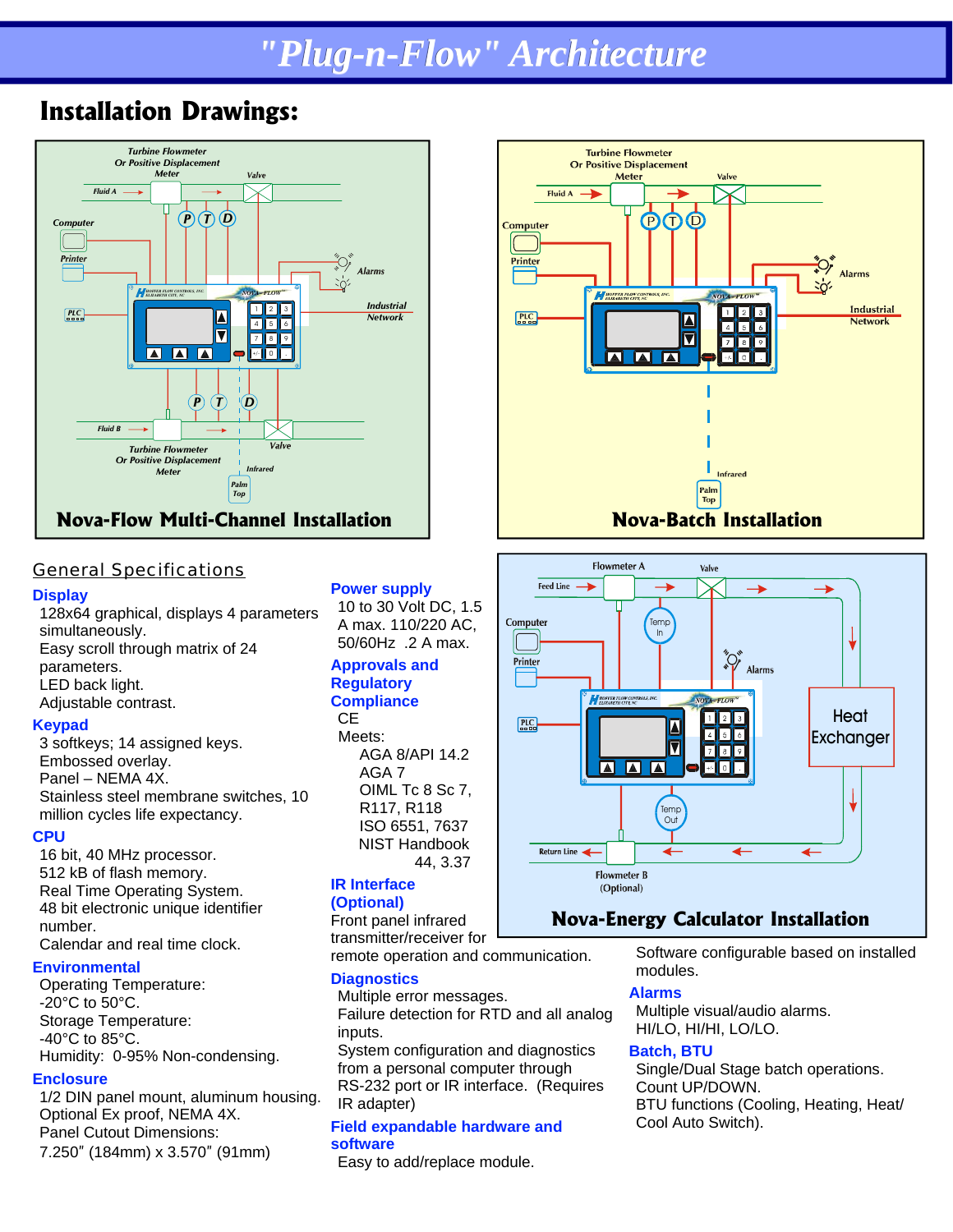# "Plug-n-Flow" Architecture

## Installation Drawings:

Turbine Flowmeter
Or Positive Displacement
Meter
Valve
Fluid A
Computer
Printer
P T D
Alarms
PLC
Industrial
Network
P T D
Fluid B
Valve
Turbine Flowmeter
Or Positive Displacement
Meter
Infrared
Palm
Top

**Nova-Flow Multi-Channel Installation**

Turbine Flowmeter
Or Positive Displacement
Meter
Valve
Fluid A
Computer
Printer
P T D
Alarms
PLC
Industrial
Network
Infrared
Palm
Top

**Nova-Batch Installation**

Flowmeter A
Valve
Feed Line
Computer
Temp
In
Printer
Alarms
PLC
Heat
Exchanger
Temp
Out
Return Line
Flowmeter B
(Optional)

**Nova-Energy Calculator Installation**

## General Specifications

### Display
128x64 graphical, displays 4 parameters simultaneously.
Easy scroll through matrix of 24 parameters.
LED back light.
Adjustable contrast.

### Keypad
3 softkeys; 14 assigned keys.
Embossed overlay.
Panel – NEMA 4X.
Stainless steel membrane switches, 10 million cycles life expectancy.

### CPU
16 bit, 40 MHz processor.
512 kB of flash memory.
Real Time Operating System.
48 bit electronic unique identifier number.
Calendar and real time clock.

### Environmental
Operating Temperature:
-20°C to 50°C.
Storage Temperature:
-40°C to 85°C.
Humidity: 0-95% Non-condensing.

### Enclosure
1/2 DIN panel mount, aluminum housing.
Optional Ex proof, NEMA 4X.
Panel Cutout Dimensions:
7.250" (184mm) x 3.570" (91mm)

### Power supply
10 to 30 Volt DC, 1.5 A max. 110/220 AC, 50/60Hz .2 A max.

### Approvals and Regulatory Compliance
CE
Meets:
AGA 8/API 14.2
AGA 7
OIML Tc 8 Sc 7, R117, R118
ISO 6551, 7637
NIST Handbook 44, 3.37

### IR Interface (Optional)
Front panel infrared transmitter/receiver for remote operation and communication.

### Diagnostics
Multiple error messages.
Failure detection for RTD and all analog inputs.
System configuration and diagnostics from a personal computer through RS-232 port or IR interface. (Requires IR adapter)

### Field expandable hardware and software
Easy to add/replace module.
Software configurable based on installed modules.

### Alarms
Multiple visual/audio alarms.
HI/LO, HI/HI, LO/LO.

### Batch, BTU
Single/Dual Stage batch operations.
Count UP/DOWN.
BTU functions (Cooling, Heating, Heat/Cool Auto Switch).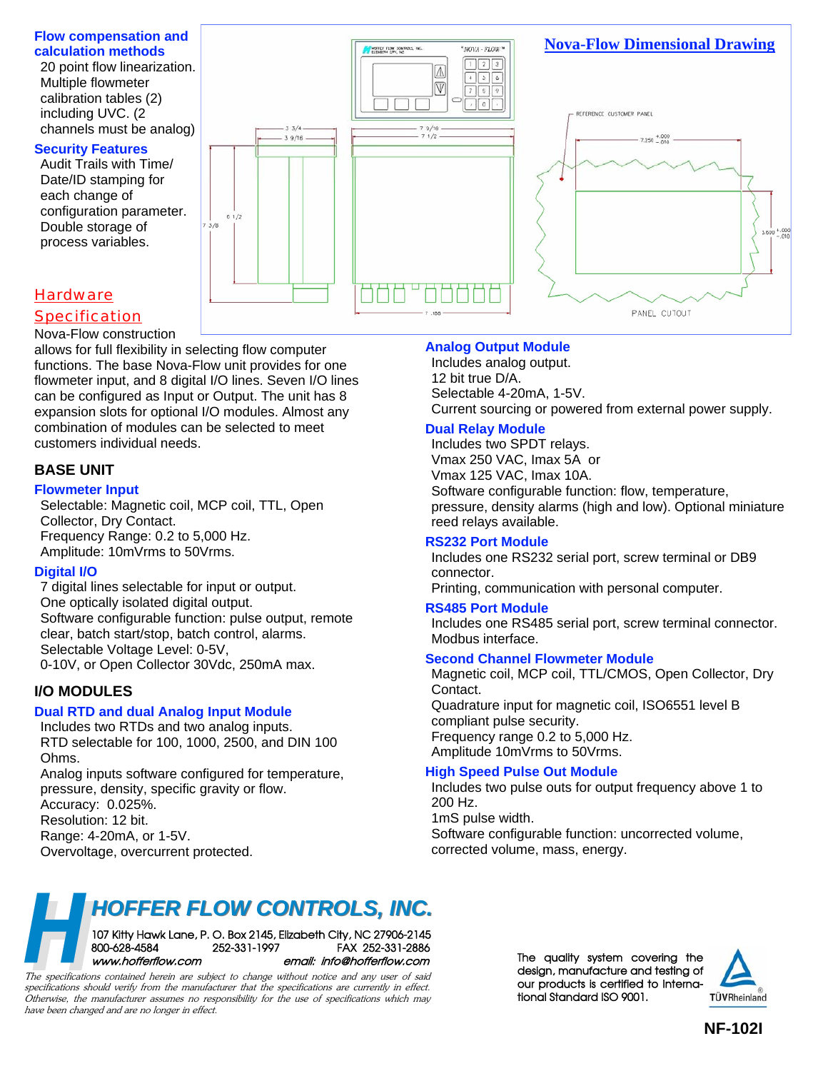### Flow compensation and calculation methods

20 point flow linearization. Multiple flowmeter calibration tables (2) including UVC. (2 channels must be analog)

### Security Features

Audit Trails with Time/ Date/ID stamping for each change of configuration parameter. Double storage of process variables.

## Nova-Flow Dimensional Drawing

3 3/4
3 9/16
7 9/16
7 1/2
6 1/2
7 3/8
7.188
REFERENCE CUSTOMER PANEL
7.250 +.000 -.010
3.600 +.000 -.010
PANEL CUTOUT

## Hardware Specification

Nova-Flow construction allows for full flexibility in selecting flow computer functions. The base Nova-Flow unit provides for one flowmeter input, and 8 digital I/O lines. Seven I/O lines can be configured as Input or Output. The unit has 8 expansion slots for optional I/O modules. Almost any combination of modules can be selected to meet customers individual needs.

### BASE UNIT

#### Flowmeter Input

Selectable: Magnetic coil, MCP coil, TTL, Open Collector, Dry Contact.
Frequency Range: 0.2 to 5,000 Hz.
Amplitude: 10mVrms to 50Vrms.

#### Digital I/O

7 digital lines selectable for input or output.
One optically isolated digital output.
Software configurable function: pulse output, remote clear, batch start/stop, batch control, alarms.
Selectable Voltage Level: 0-5V,
0-10V, or Open Collector 30Vdc, 250mA max.

### I/O MODULES

#### Dual RTD and dual Analog Input Module

Includes two RTDs and two analog inputs.
RTD selectable for 100, 1000, 2500, and DIN 100 Ohms.
Analog inputs software configured for temperature, pressure, density, specific gravity or flow.
Accuracy: 0.025%.
Resolution: 12 bit.
Range: 4-20mA, or 1-5V.
Overvoltage, overcurrent protected.

#### Analog Output Module

Includes analog output.
12 bit true D/A.
Selectable 4-20mA, 1-5V.
Current sourcing or powered from external power supply.

#### Dual Relay Module

Includes two SPDT relays.
Vmax 250 VAC, Imax 5A or
Vmax 125 VAC, Imax 10A.
Software configurable function: flow, temperature, pressure, density alarms (high and low). Optional miniature reed relays available.

#### RS232 Port Module

Includes one RS232 serial port, screw terminal or DB9 connector.
Printing, communication with personal computer.

#### RS485 Port Module

Includes one RS485 serial port, screw terminal connector.
Modbus interface.

#### Second Channel Flowmeter Module

Magnetic coil, MCP coil, TTL/CMOS, Open Collector, Dry Contact.
Quadrature input for magnetic coil, ISO6551 level B compliant pulse security.
Frequency range 0.2 to 5,000 Hz.
Amplitude 10mVrms to 50Vrms.

#### High Speed Pulse Out Module

Includes two pulse outs for output frequency above 1 to 200 Hz.
1mS pulse width.
Software configurable function: uncorrected volume, corrected volume, mass, energy.

**HOFFER FLOW CONTROLS, INC.**

107 Kitty Hawk Lane, P. O. Box 2145, Elizabeth City, NC 27906-2145
800-628-4584 252-331-1997 FAX 252-331-2886
www.hofferflow.com email: info@hofferflow.com

*The specifications contained herein are subject to change without notice and any user of said specifications should verify from the manufacturer that the specifications are currently in effect. Otherwise, the manufacturer assumes no responsibility for the use of specifications which may have been changed and are no longer in effect.*

The quality system covering the design, manufacture and testing of our products is certified to International Standard ISO 9001.

TÜVRheinland

**NF-102I**